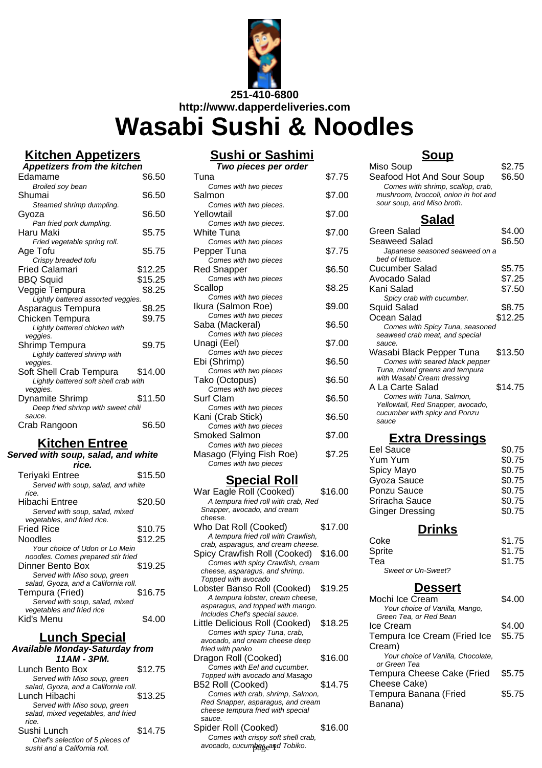251-410-6800
http://www.dapperdeliveries.com

# Wasabi Sushi & Noodles

## Kitchen Appetizers

***Appetizers from the kitchen***

| Item | Price |
|---|---|
| Edamame<br>*Broiled soy bean* | $6.50 |
| Shumai<br>*Steamed shrimp dumpling.* | $6.50 |
| Gyoza<br>*Pan fried pork dumpling.* | $6.50 |
| Haru Maki<br>*Fried vegetable spring roll.* | $5.75 |
| Age Tofu<br>*Crispy breaded tofu* | $5.75 |
| Fried Calamari | $12.25 |
| BBQ Squid | $15.25 |
| Veggie Tempura<br>*Lightly battered assorted veggies.* | $8.25 |
| Asparagus Tempura | $8.25 |
| Chicken Tempura<br>*Lightly battered chicken with veggies.* | $9.75 |
| Shrimp Tempura<br>*Lightly battered shrimp with veggies.* | $9.75 |
| Soft Shell Crab Tempura<br>*Lightly battered soft shell crab with veggies.* | $14.00 |
| Dynamite Shrimp<br>*Deep fried shrimp with sweet chili sauce.* | $11.50 |
| Crab Rangoon | $6.50 |

## Kitchen Entree

***Served with soup, salad, and white rice.***

| Item | Price |
|---|---|
| Teriyaki Entree<br>*Served with soup, salad, and white rice.* | $15.50 |
| Hibachi Entree<br>*Served with soup, salad, mixed vegetables, and fried rice.* | $20.50 |
| Fried Rice | $10.75 |
| Noodles<br>*Your choice of Udon or Lo Mein noodles. Comes prepared stir fried* | $12.25 |
| Dinner Bento Box<br>*Served with Miso soup, green salad, Gyoza, and a California roll.* | $19.25 |
| Tempura (Fried)<br>*Served with soup, salad, mixed vegetables and fried rice* | $16.75 |
| Kid's Menu | $4.00 |

## Lunch Special

***Available Monday-Saturday from 11AM - 3PM.***

| Item | Price |
|---|---|
| Lunch Bento Box<br>*Served with Miso soup, green salad, Gyoza, and a California roll.* | $12.75 |
| Lunch Hibachi<br>*Served with Miso soup, green salad, mixed vegetables, and fried rice.* | $13.25 |
| Sushi Lunch<br>*Chef's selection of 5 pieces of sushi and a California roll.* | $14.75 |

## Sushi or Sashimi

***Two pieces per order***

| Item | Price |
|---|---|
| Tuna<br>*Comes with two pieces* | $7.75 |
| Salmon<br>*Comes with two pieces.* | $7.00 |
| Yellowtail<br>*Comes with two pieces.* | $7.00 |
| White Tuna<br>*Comes with two pieces* | $7.00 |
| Pepper Tuna<br>*Comes with two pieces* | $7.75 |
| Red Snapper<br>*Comes with two pieces* | $6.50 |
| Scallop<br>*Comes with two pieces* | $8.25 |
| Ikura (Salmon Roe)<br>*Comes with two pieces* | $9.00 |
| Saba (Mackeral)<br>*Comes with two pieces* | $6.50 |
| Unagi (Eel)<br>*Comes with two pieces* | $7.00 |
| Ebi (Shrimp)<br>*Comes with two pieces* | $6.50 |
| Tako (Octopus)<br>*Comes with two pieces* | $6.50 |
| Surf Clam<br>*Comes with two pieces* | $6.50 |
| Kani (Crab Stick)<br>*Comes with two pieces* | $6.50 |
| Smoked Salmon<br>*Comes with two pieces* | $7.00 |
| Masago (Flying Fish Roe)<br>*Comes with two pieces* | $7.25 |

## Special Roll

| Item | Price |
|---|---|
| War Eagle Roll (Cooked)<br>*A tempura fried roll with crab, Red Snapper, avocado, and cream cheese.* | $16.00 |
| Who Dat Roll (Cooked)<br>*A tempura fried roll with Crawfish, crab, asparagus, and cream cheese.* | $17.00 |
| Spicy Crawfish Roll (Cooked)<br>*Comes with spicy Crawfish, cream cheese, asparagus, and shrimp. Topped with avocado* | $16.00 |
| Lobster Banso Roll (Cooked)<br>*A tempura lobster, cream cheese, asparagus, and topped with mango. Includes Chef's special sauce.* | $19.25 |
| Little Delicious Roll (Cooked)<br>*Comes with spicy Tuna, crab, avocado, and cream cheese deep fried with panko* | $18.25 |
| Dragon Roll (Cooked)<br>*Comes with Eel and cucumber. Topped with avocado and Masago* | $16.00 |
| B52 Roll (Cooked)<br>*Comes with crab, shrimp, Salmon, Red Snapper, asparagus, and cream cheese tempura fried with special sauce.* | $14.75 |
| Spider Roll (Cooked)<br>*Comes with crispy soft shell crab, avocado, cucumber and Tobiko.* | $16.00 |

## Soup

| Item | Price |
|---|---|
| Miso Soup | $2.75 |
| Seafood Hot And Sour Soup<br>*Comes with shrimp, scallop, crab, mushroom, broccoli, onion in hot and sour soup, and Miso broth.* | $6.50 |

## Salad

| Item | Price |
|---|---|
| Green Salad | $4.00 |
| Seaweed Salad<br>*Japanese seasoned seaweed on a bed of lettuce.* | $6.50 |
| Cucumber Salad | $5.75 |
| Avocado Salad | $7.25 |
| Kani Salad<br>*Spicy crab with cucumber.* | $7.50 |
| Squid Salad | $8.75 |
| Ocean Salad<br>*Comes with Spicy Tuna, seasoned seaweed crab meat, and special sauce.* | $12.25 |
| Wasabi Black Pepper Tuna<br>*Comes with seared black pepper Tuna, mixed greens and tempura with Wasabi Cream dressing* | $13.50 |
| A La Carte Salad<br>*Comes with Tuna, Salmon, Yellowtail, Red Snapper, avocado, cucumber with spicy and Ponzu sauce* | $14.75 |

## Extra Dressings

| Item | Price |
|---|---|
| Eel Sauce | $0.75 |
| Yum Yum | $0.75 |
| Spicy Mayo | $0.75 |
| Gyoza Sauce | $0.75 |
| Ponzu Sauce | $0.75 |
| Sriracha Sauce | $0.75 |
| Ginger Dressing | $0.75 |

## Drinks

| Item | Price |
|---|---|
| Coke | $1.75 |
| Sprite | $1.75 |
| Tea<br>*Sweet or Un-Sweet?* | $1.75 |

## Dessert

| Item | Price |
|---|---|
| Mochi Ice Cream<br>*Your choice of Vanilla, Mango, Green Tea, or Red Bean* | $4.00 |
| Ice Cream | $4.00 |
| Tempura Ice Cream (Fried Ice Cream)<br>*Your choice of Vanilla, Chocolate, or Green Tea* | $5.75 |
| Tempura Cheese Cake (Fried Cheese Cake) | $5.75 |
| Tempura Banana (Fried Banana) | $5.75 |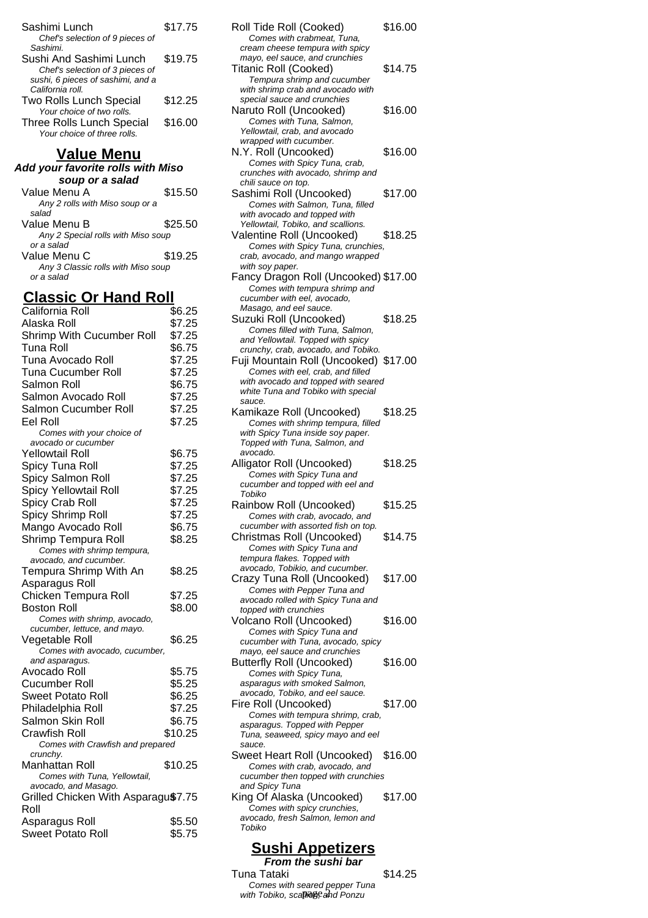Sashimi Lunch $17.75
*Chef's selection of 9 pieces of Sashimi.*

Sushi And Sashimi Lunch $19.75
*Chef's selection of 3 pieces of sushi, 6 pieces of sashimi, and a California roll.*

Two Rolls Lunch Special $12.25
*Your choice of two rolls.*

Three Rolls Lunch Special $16.00
*Your choice of three rolls.*

## Value Menu

***Add your favorite rolls with Miso soup or a salad***

Value Menu A $15.50
*Any 2 rolls with Miso soup or a salad*

Value Menu B $25.50
*Any 2 Special rolls with Miso soup or a salad*

Value Menu C $19.25
*Any 3 Classic rolls with Miso soup or a salad*

## Classic Or Hand Roll

| | |
|---|---|
| California Roll | $6.25 |
| Alaska Roll | $7.25 |
| Shrimp With Cucumber Roll | $7.25 |
| Tuna Roll | $6.75 |
| Tuna Avocado Roll | $7.25 |
| Tuna Cucumber Roll | $7.25 |
| Salmon Roll | $6.75 |
| Salmon Avocado Roll | $7.25 |
| Salmon Cucumber Roll | $7.25 |
| Eel Roll *Comes with your choice of avocado or cucumber* | $7.25 |
| Yellowtail Roll | $6.75 |
| Spicy Tuna Roll | $7.25 |
| Spicy Salmon Roll | $7.25 |
| Spicy Yellowtail Roll | $7.25 |
| Spicy Crab Roll | $7.25 |
| Spicy Shrimp Roll | $7.25 |
| Mango Avocado Roll | $6.75 |
| Shrimp Tempura Roll *Comes with shrimp tempura, avocado, and cucumber.* | $8.25 |
| Tempura Shrimp With An Asparagus Roll | $8.25 |
| Chicken Tempura Roll | $7.25 |
| Boston Roll *Comes with shrimp, avocado, cucumber, lettuce, and mayo.* | $8.00 |
| Vegetable Roll *Comes with avocado, cucumber, and asparagus.* | $6.25 |
| Avocado Roll | $5.75 |
| Cucumber Roll | $5.25 |
| Sweet Potato Roll | $6.25 |
| Philadelphia Roll | $7.25 |
| Salmon Skin Roll | $6.75 |
| Crawfish Roll *Comes with Crawfish and prepared crunchy.* | $10.25 |
| Manhattan Roll *Comes with Tuna, Yellowtail, avocado, and Masago.* | $10.25 |
| Grilled Chicken With Asparagus Roll | $7.75 |
| Asparagus Roll | $5.50 |
| Sweet Potato Roll | $5.75 |

Roll Tide Roll (Cooked) $16.00
*Comes with crabmeat, Tuna, cream cheese tempura with spicy mayo, eel sauce, and crunchies*

Titanic Roll (Cooked) $14.75
*Tempura shrimp and cucumber with shrimp crab and avocado with special sauce and crunchies*

Naruto Roll (Uncooked) $16.00
*Comes with Tuna, Salmon, Yellowtail, crab, and avocado wrapped with cucumber.*

N.Y. Roll (Uncooked) $16.00
*Comes with Spicy Tuna, crab, crunches with avocado, shrimp and chili sauce on top.*

Sashimi Roll (Uncooked) $17.00
*Comes with Salmon, Tuna, filled with avocado and topped with Yellowtail, Tobiko, and scallions.*

Valentine Roll (Uncooked) $18.25
*Comes with Spicy Tuna, crunchies, crab, avocado, and mango wrapped with soy paper.*

Fancy Dragon Roll (Uncooked) $17.00
*Comes with tempura shrimp and cucumber with eel, avocado, Masago, and eel sauce.*

Suzuki Roll (Uncooked) $18.25
*Comes filled with Tuna, Salmon, and Yellowtail. Topped with spicy crunchy, crab, avocado, and Tobiko.*

Fuji Mountain Roll (Uncooked) $17.00
*Comes with eel, crab, and filled with avocado and topped with seared white Tuna and Tobiko with special sauce.*

Kamikaze Roll (Uncooked) $18.25
*Comes with shrimp tempura, filled with Spicy Tuna inside soy paper. Topped with Tuna, Salmon, and avocado.*

Alligator Roll (Uncooked) $18.25
*Comes with Spicy Tuna and cucumber and topped with eel and Tobiko*

Rainbow Roll (Uncooked) $15.25
*Comes with crab, avocado, and cucumber with assorted fish on top.*

Christmas Roll (Uncooked) $14.75
*Comes with Spicy Tuna and tempura flakes. Topped with avocado, Tobikio, and cucumber.*

Crazy Tuna Roll (Uncooked) $17.00
*Comes with Pepper Tuna and avocado rolled with Spicy Tuna and topped with crunchies*

Volcano Roll (Uncooked) $16.00
*Comes with Spicy Tuna and cucumber with Tuna, avocado, spicy mayo, eel sauce and crunchies*

Butterfly Roll (Uncooked) $16.00
*Comes with Spicy Tuna, asparagus with smoked Salmon, avocado, Tobiko, and eel sauce.*

Fire Roll (Uncooked) $17.00
*Comes with tempura shrimp, crab, asparagus. Topped with Pepper Tuna, seaweed, spicy mayo and eel sauce.*

Sweet Heart Roll (Uncooked) $16.00
*Comes with crab, avocado, and cucumber then topped with crunchies and Spicy Tuna*

King Of Alaska (Uncooked) $17.00
*Comes with spicy crunchies, avocado, fresh Salmon, lemon and Tobiko*

## Sushi Appetizers

***From the sushi bar***

Tuna Tataki $14.25
*Comes with seared pepper Tuna with Tobiko, scallion, and Ponzu*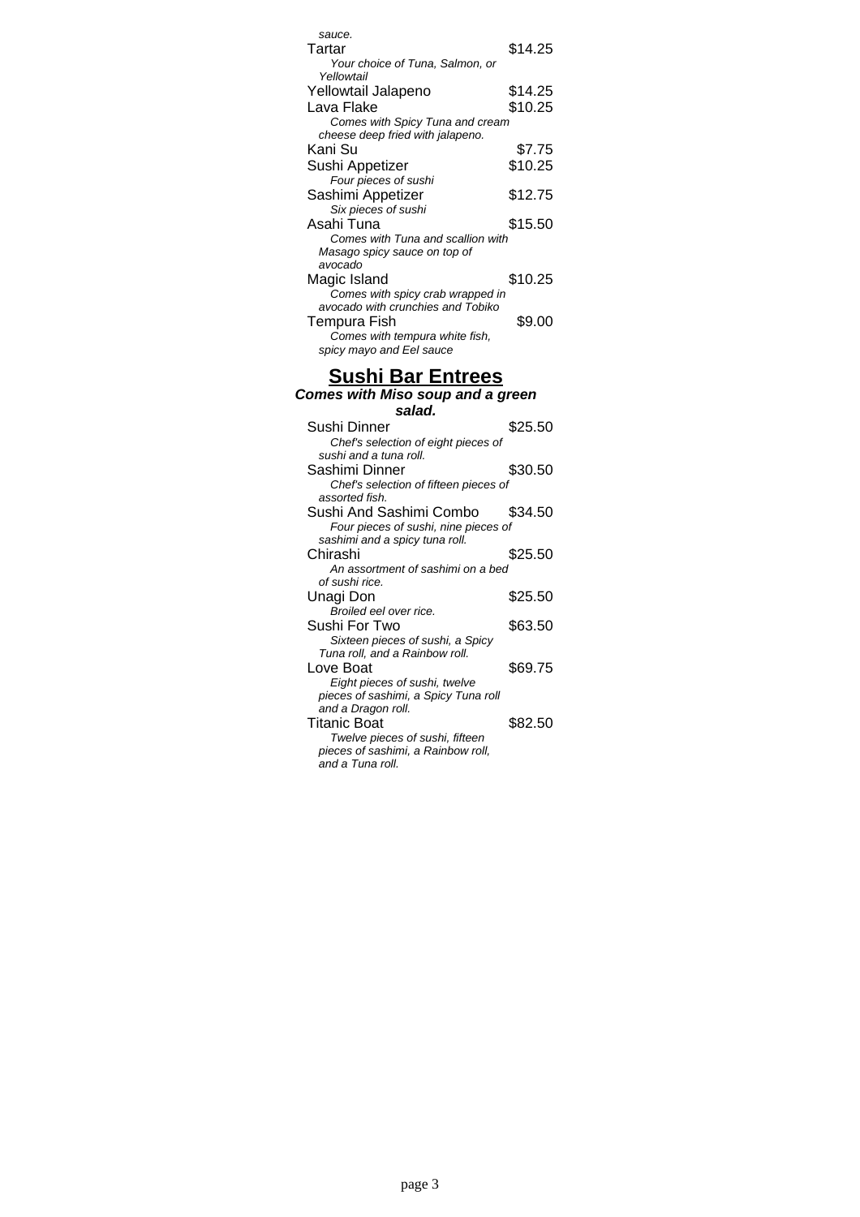*sauce.*

Tartar $14.25

*Your choice of Tuna, Salmon, or Yellowtail*

Yellowtail Jalapeno $14.25

Lava Flake $10.25

*Comes with Spicy Tuna and cream cheese deep fried with jalapeno.*

Kani Su $7.75

Sushi Appetizer $10.25

*Four pieces of sushi*

Sashimi Appetizer $12.75

*Six pieces of sushi*

Asahi Tuna $15.50

*Comes with Tuna and scallion with Masago spicy sauce on top of avocado*

Magic Island $10.25

*Comes with spicy crab wrapped in avocado with crunchies and Tobiko*

Tempura Fish $9.00

*Comes with tempura white fish, spicy mayo and Eel sauce*

## Sushi Bar Entrees

***Comes with Miso soup and a green salad.***

Sushi Dinner $25.50

*Chef's selection of eight pieces of sushi and a tuna roll.*

Sashimi Dinner $30.50

*Chef's selection of fifteen pieces of assorted fish.*

Sushi And Sashimi Combo $34.50

*Four pieces of sushi, nine pieces of sashimi and a spicy tuna roll.*

Chirashi $25.50

*An assortment of sashimi on a bed of sushi rice.*

Unagi Don $25.50

*Broiled eel over rice.*

Sushi For Two $63.50

*Sixteen pieces of sushi, a Spicy Tuna roll, and a Rainbow roll.*

Love Boat $69.75

*Eight pieces of sushi, twelve pieces of sashimi, a Spicy Tuna roll and a Dragon roll.*

Titanic Boat $82.50

*Twelve pieces of sushi, fifteen pieces of sashimi, a Rainbow roll, and a Tuna roll.*